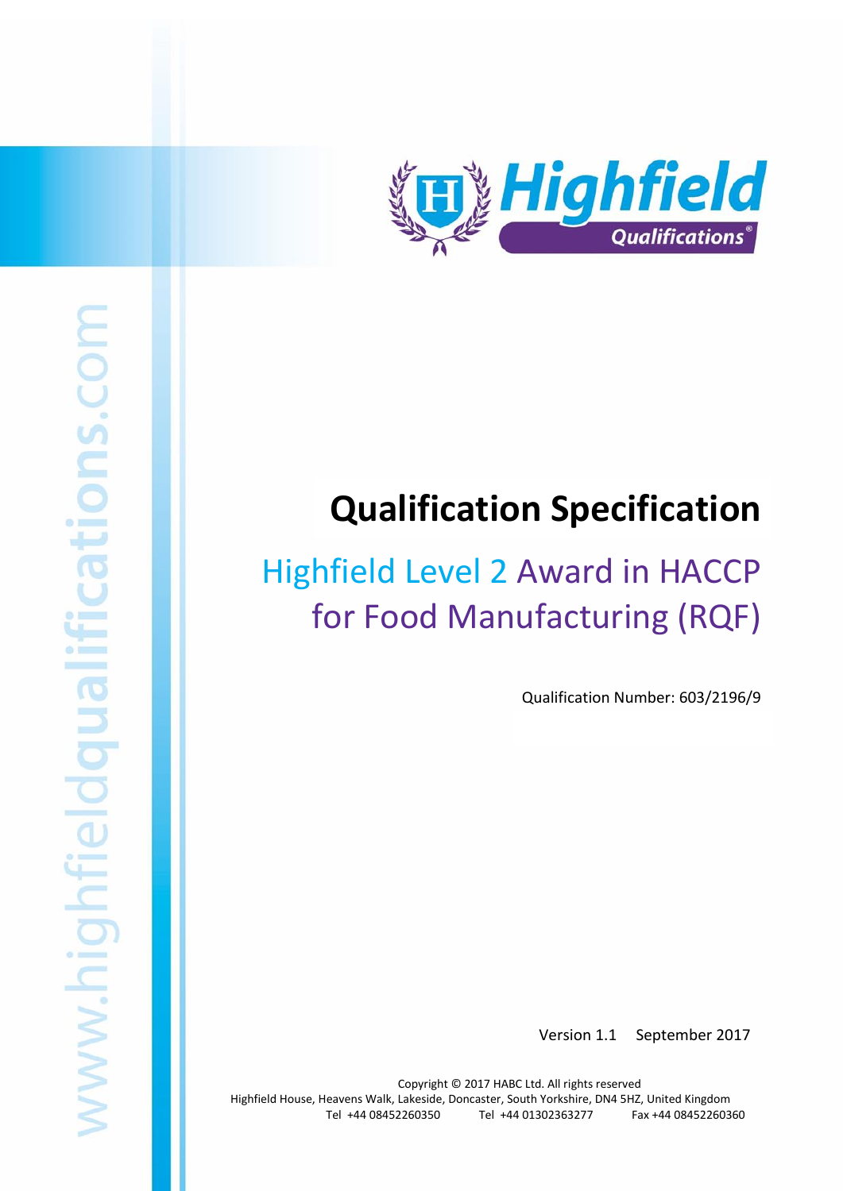# Qualification Specification

## Highfield Level 2 Award in HACCP for Food Manufacturing (RQF)

Qualification Number: 603/2196/9

Version 1.1 September 2017

Copyright © 2017 HABC Ltd. All rights reserved

Highfield House, Heavens Walk, Lakeside, Doncaster, South Yorkshire, DN4 5HZ, United Kingdom

Tel +44 08452260350 Tel +44 01302363277 Fax +44 08452260360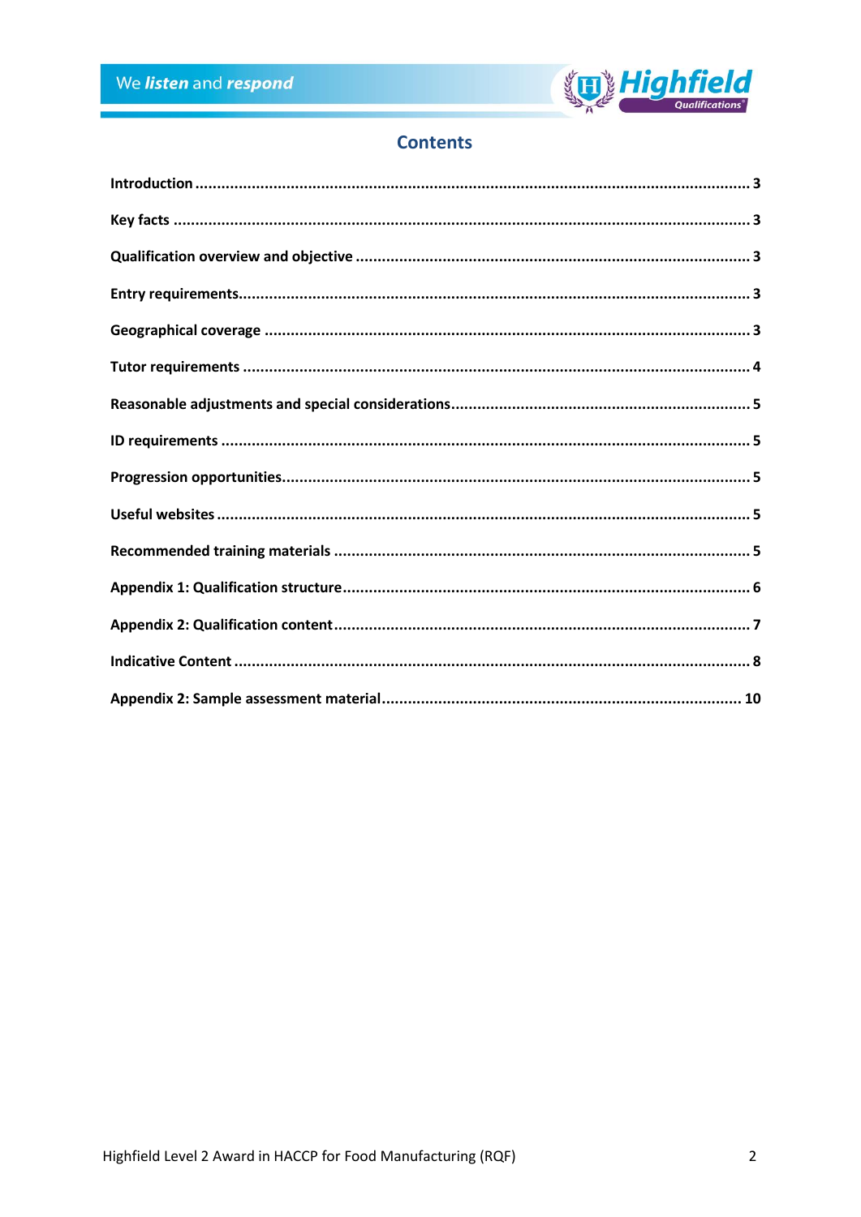# Contents

| | |
|---|---|
| **Introduction** | **3** |
| **Key facts** | **3** |
| **Qualification overview and objective** | **3** |
| **Entry requirements** | **3** |
| **Geographical coverage** | **3** |
| **Tutor requirements** | **4** |
| **Reasonable adjustments and special considerations** | **5** |
| **ID requirements** | **5** |
| **Progression opportunities** | **5** |
| **Useful websites** | **5** |
| **Recommended training materials** | **5** |
| **Appendix 1: Qualification structure** | **6** |
| **Appendix 2: Qualification content** | **7** |
| **Indicative Content** | **8** |
| **Appendix 2: Sample assessment material** | **10** |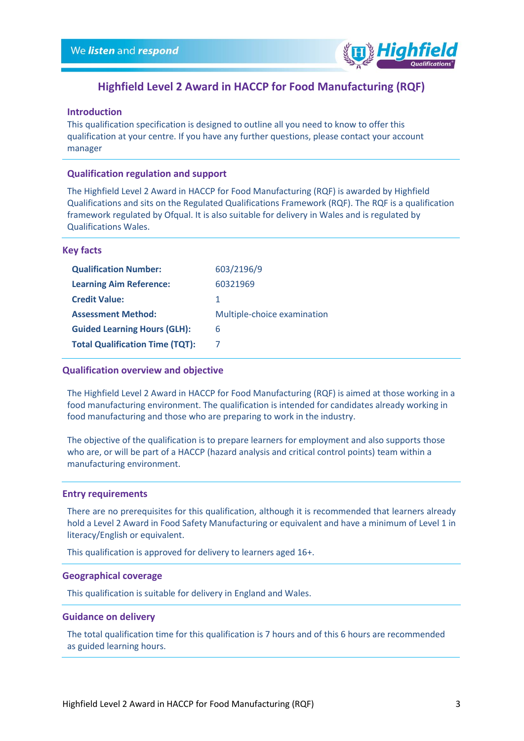# Highfield Level 2 Award in HACCP for Food Manufacturing (RQF)

## Introduction

This qualification specification is designed to outline all you need to know to offer this qualification at your centre. If you have any further questions, please contact your account manager

## Qualification regulation and support

The Highfield Level 2 Award in HACCP for Food Manufacturing (RQF) is awarded by Highfield Qualifications and sits on the Regulated Qualifications Framework (RQF). The RQF is a qualification framework regulated by Ofqual. It is also suitable for delivery in Wales and is regulated by Qualifications Wales.

## Key facts

| | |
|---|---|
| **Qualification Number:** | 603/2196/9 |
| **Learning Aim Reference:** | 60321969 |
| **Credit Value:** | 1 |
| **Assessment Method:** | Multiple-choice examination |
| **Guided Learning Hours (GLH):** | 6 |
| **Total Qualification Time (TQT):** | 7 |

## Qualification overview and objective

The Highfield Level 2 Award in HACCP for Food Manufacturing (RQF) is aimed at those working in a food manufacturing environment. The qualification is intended for candidates already working in food manufacturing and those who are preparing to work in the industry.

The objective of the qualification is to prepare learners for employment and also supports those who are, or will be part of a HACCP (hazard analysis and critical control points) team within a manufacturing environment.

## Entry requirements

There are no prerequisites for this qualification, although it is recommended that learners already hold a Level 2 Award in Food Safety Manufacturing or equivalent and have a minimum of Level 1 in literacy/English or equivalent.

This qualification is approved for delivery to learners aged 16+.

## Geographical coverage

This qualification is suitable for delivery in England and Wales.

## Guidance on delivery

The total qualification time for this qualification is 7 hours and of this 6 hours are recommended as guided learning hours.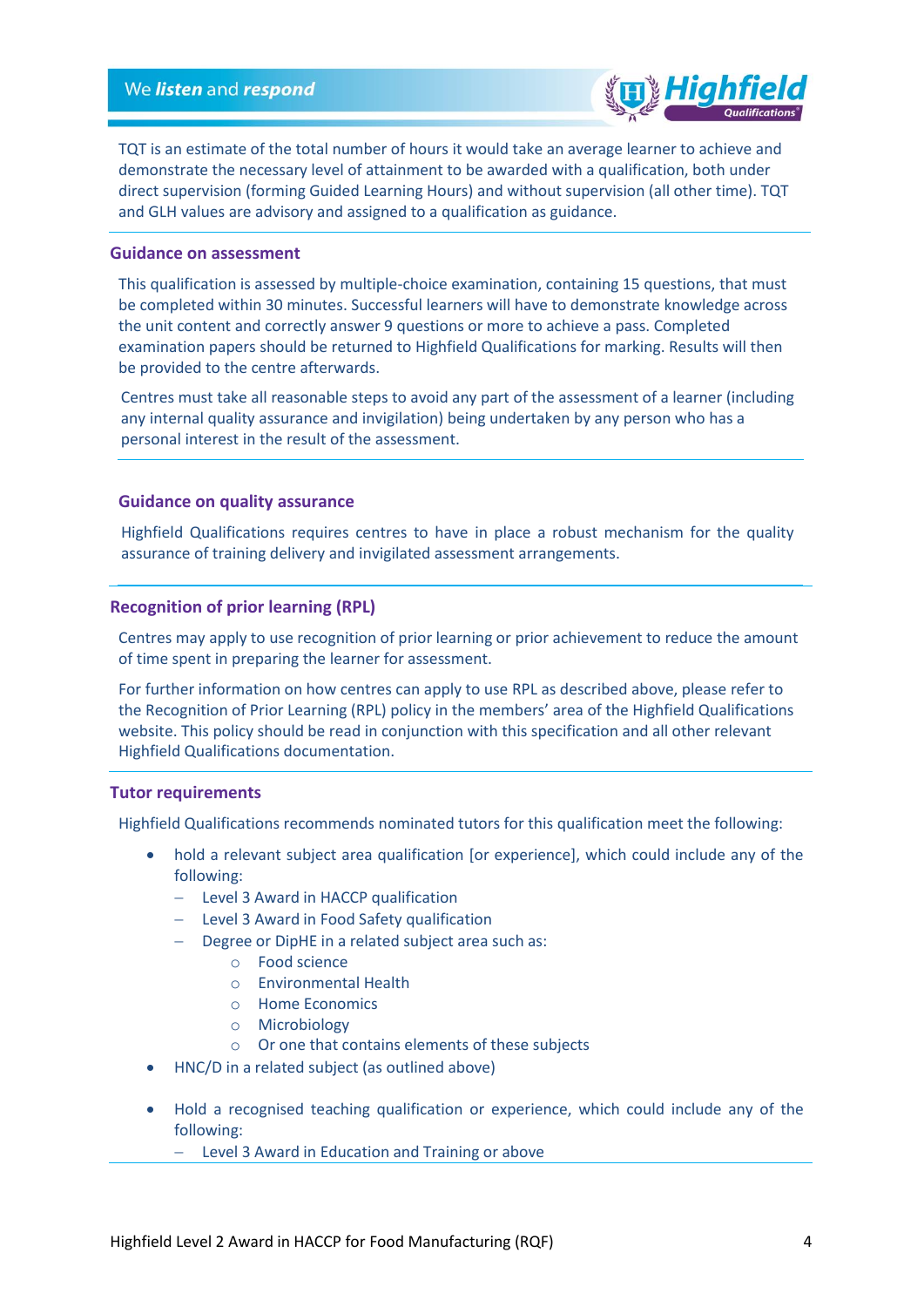TQT is an estimate of the total number of hours it would take an average learner to achieve and demonstrate the necessary level of attainment to be awarded with a qualification, both under direct supervision (forming Guided Learning Hours) and without supervision (all other time). TQT and GLH values are advisory and assigned to a qualification as guidance.

## Guidance on assessment

This qualification is assessed by multiple-choice examination, containing 15 questions, that must be completed within 30 minutes. Successful learners will have to demonstrate knowledge across the unit content and correctly answer 9 questions or more to achieve a pass. Completed examination papers should be returned to Highfield Qualifications for marking. Results will then be provided to the centre afterwards.

Centres must take all reasonable steps to avoid any part of the assessment of a learner (including any internal quality assurance and invigilation) being undertaken by any person who has a personal interest in the result of the assessment.

## Guidance on quality assurance

Highfield Qualifications requires centres to have in place a robust mechanism for the quality assurance of training delivery and invigilated assessment arrangements.

## Recognition of prior learning (RPL)

Centres may apply to use recognition of prior learning or prior achievement to reduce the amount of time spent in preparing the learner for assessment.

For further information on how centres can apply to use RPL as described above, please refer to the Recognition of Prior Learning (RPL) policy in the members' area of the Highfield Qualifications website. This policy should be read in conjunction with this specification and all other relevant Highfield Qualifications documentation.

## Tutor requirements

Highfield Qualifications recommends nominated tutors for this qualification meet the following:

- hold a relevant subject area qualification [or experience], which could include any of the following:
  - Level 3 Award in HACCP qualification
  - Level 3 Award in Food Safety qualification
  - Degree or DipHE in a related subject area such as:
    - Food science
    - Environmental Health
    - Home Economics
    - Microbiology
    - Or one that contains elements of these subjects
- HNC/D in a related subject (as outlined above)
- Hold a recognised teaching qualification or experience, which could include any of the following:
  - Level 3 Award in Education and Training or above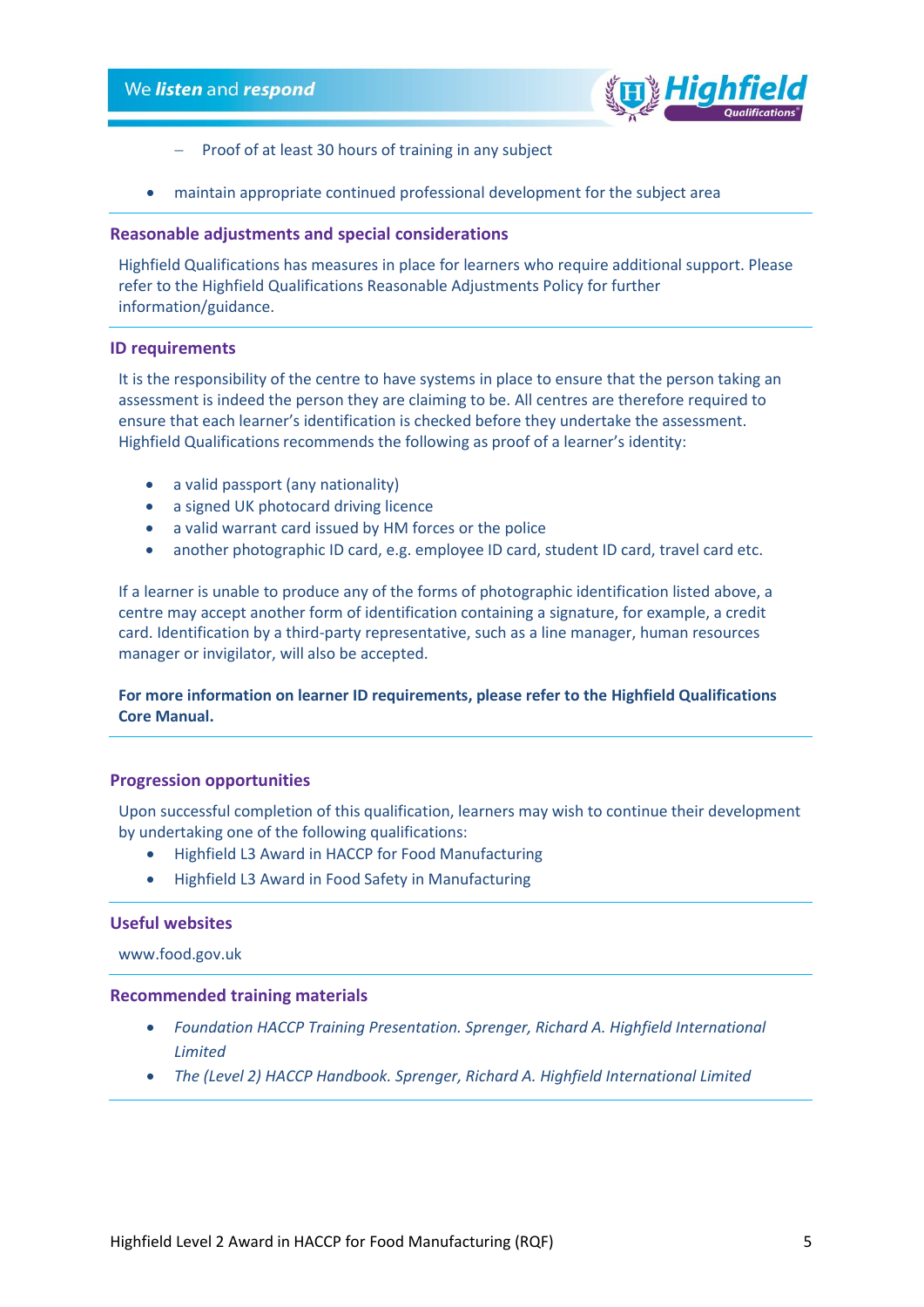- Proof of at least 30 hours of training in any subject

- maintain appropriate continued professional development for the subject area

## Reasonable adjustments and special considerations

Highfield Qualifications has measures in place for learners who require additional support. Please refer to the Highfield Qualifications Reasonable Adjustments Policy for further information/guidance.

## ID requirements

It is the responsibility of the centre to have systems in place to ensure that the person taking an assessment is indeed the person they are claiming to be. All centres are therefore required to ensure that each learner's identification is checked before they undertake the assessment. Highfield Qualifications recommends the following as proof of a learner's identity:

- a valid passport (any nationality)
- a signed UK photocard driving licence
- a valid warrant card issued by HM forces or the police
- another photographic ID card, e.g. employee ID card, student ID card, travel card etc.

If a learner is unable to produce any of the forms of photographic identification listed above, a centre may accept another form of identification containing a signature, for example, a credit card. Identification by a third-party representative, such as a line manager, human resources manager or invigilator, will also be accepted.

**For more information on learner ID requirements, please refer to the Highfield Qualifications Core Manual.**

## Progression opportunities

Upon successful completion of this qualification, learners may wish to continue their development by undertaking one of the following qualifications:

- Highfield L3 Award in HACCP for Food Manufacturing
- Highfield L3 Award in Food Safety in Manufacturing

## Useful websites

www.food.gov.uk

## Recommended training materials

- *Foundation HACCP Training Presentation. Sprenger, Richard A. Highfield International Limited*
- *The (Level 2) HACCP Handbook. Sprenger, Richard A. Highfield International Limited*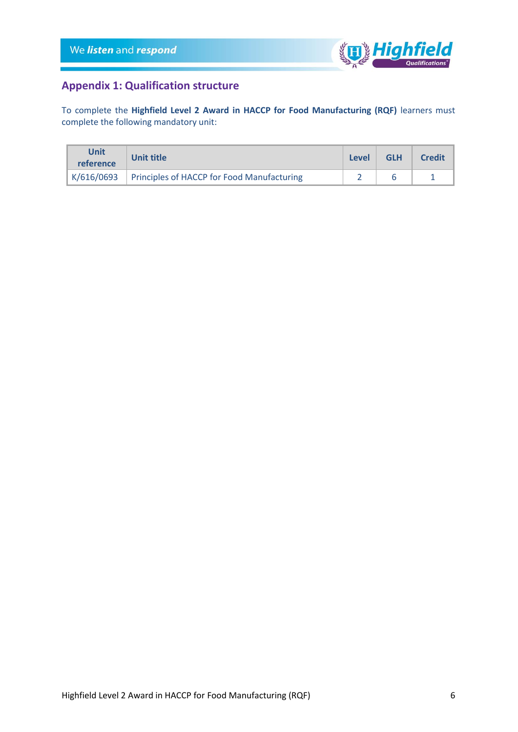## Appendix 1: Qualification structure

To complete the **Highfield Level 2 Award in HACCP for Food Manufacturing (RQF)** learners must complete the following mandatory unit:

| Unit reference | Unit title | Level | GLH | Credit |
|---|---|---|---|---|
| K/616/0693 | Principles of HACCP for Food Manufacturing | 2 | 6 | 1 |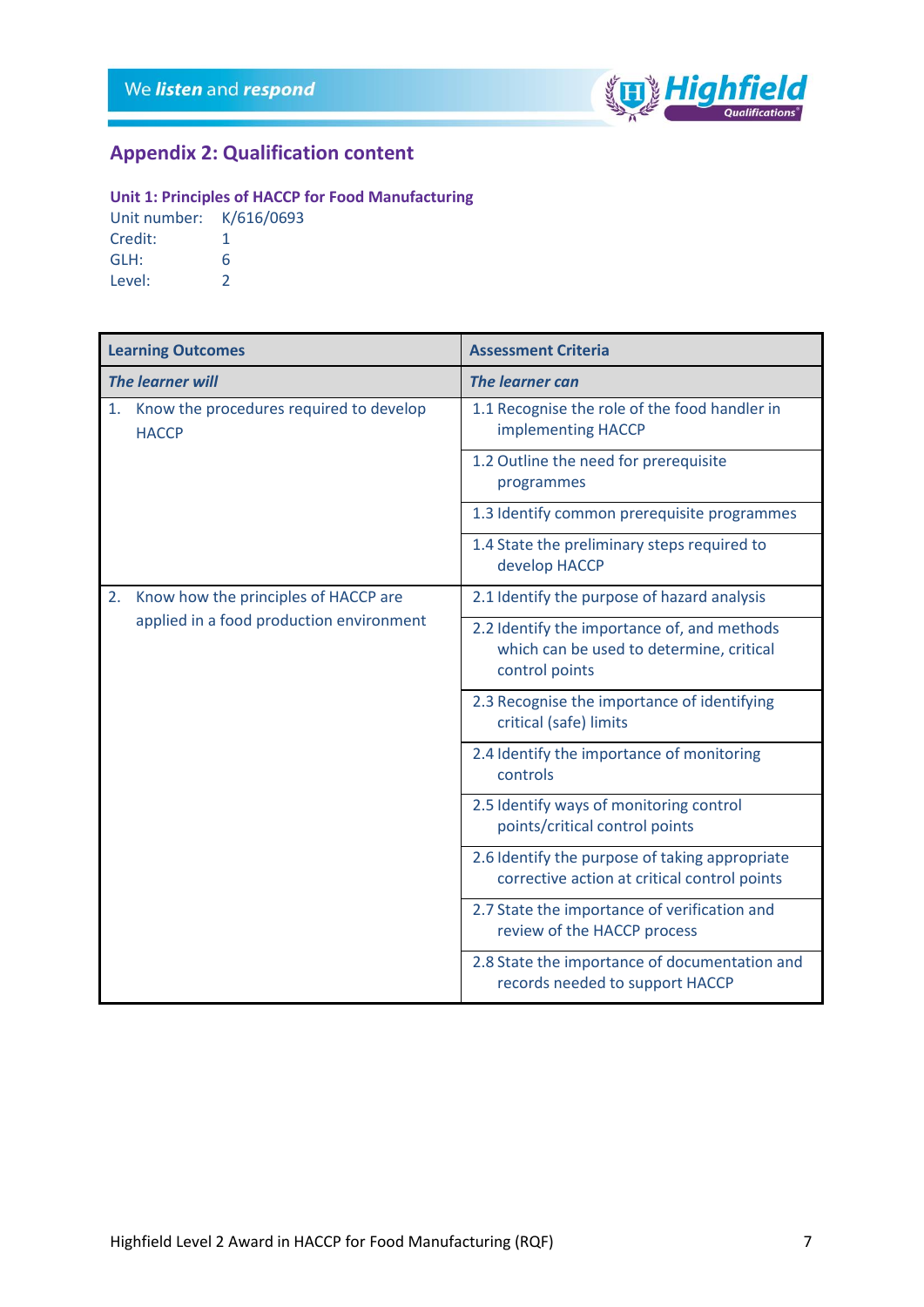## Appendix 2: Qualification content

### Unit 1: Principles of HACCP for Food Manufacturing

Unit number: K/616/0693
Credit: 1
GLH: 6
Level: 2

| Learning Outcomes | Assessment Criteria |
|---|---|
| *The learner will* | *The learner can* |
| 1. Know the procedures required to develop HACCP | 1.1 Recognise the role of the food handler in implementing HACCP |
| | 1.2 Outline the need for prerequisite programmes |
| | 1.3 Identify common prerequisite programmes |
| | 1.4 State the preliminary steps required to develop HACCP |
| 2. Know how the principles of HACCP are applied in a food production environment | 2.1 Identify the purpose of hazard analysis |
| | 2.2 Identify the importance of, and methods which can be used to determine, critical control points |
| | 2.3 Recognise the importance of identifying critical (safe) limits |
| | 2.4 Identify the importance of monitoring controls |
| | 2.5 Identify ways of monitoring control points/critical control points |
| | 2.6 Identify the purpose of taking appropriate corrective action at critical control points |
| | 2.7 State the importance of verification and review of the HACCP process |
| | 2.8 State the importance of documentation and records needed to support HACCP |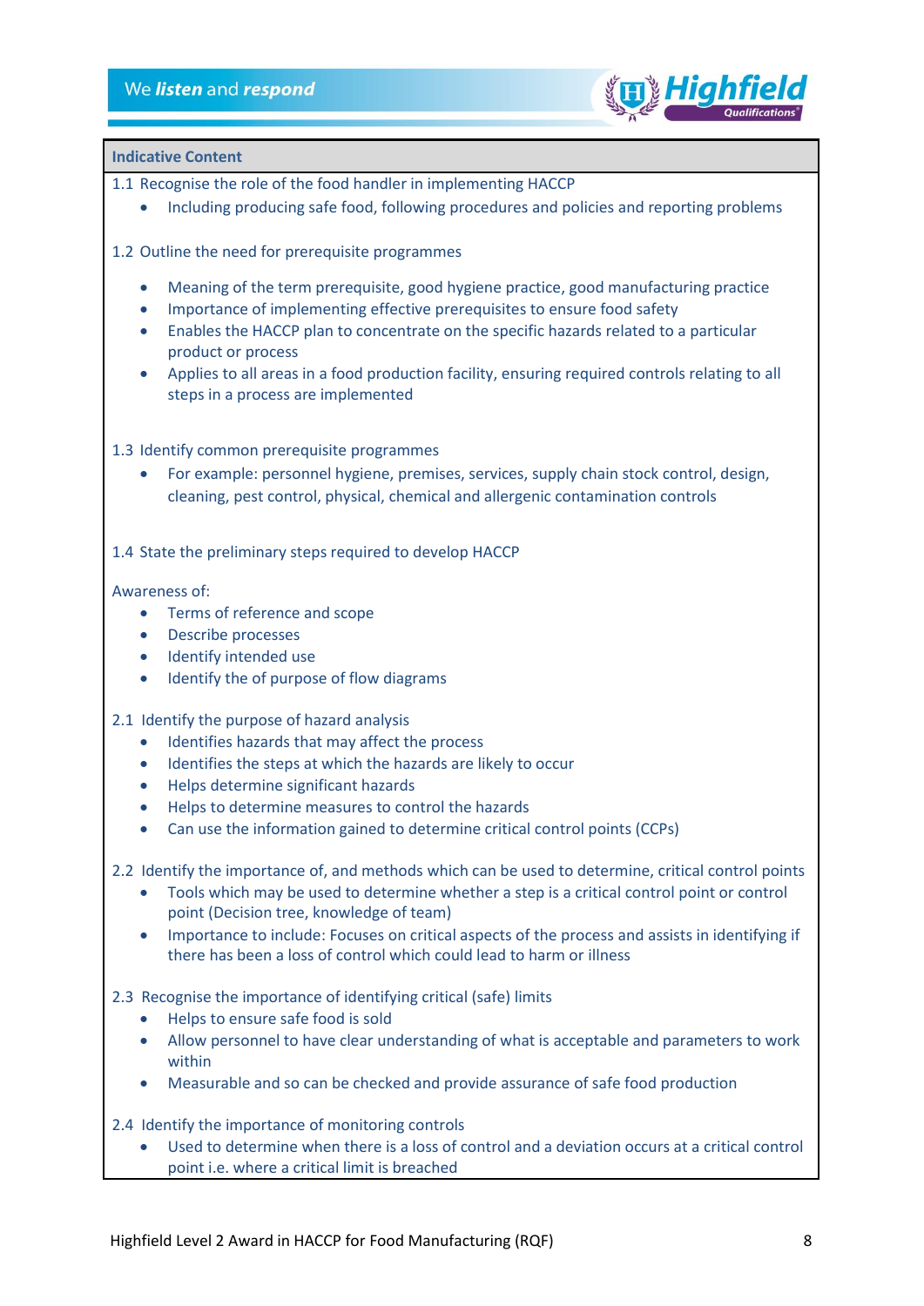**Indicative Content**

1.1 Recognise the role of the food handler in implementing HACCP

- Including producing safe food, following procedures and policies and reporting problems

1.2 Outline the need for prerequisite programmes

- Meaning of the term prerequisite, good hygiene practice, good manufacturing practice
- Importance of implementing effective prerequisites to ensure food safety
- Enables the HACCP plan to concentrate on the specific hazards related to a particular product or process
- Applies to all areas in a food production facility, ensuring required controls relating to all steps in a process are implemented

1.3 Identify common prerequisite programmes

- For example: personnel hygiene, premises, services, supply chain stock control, design, cleaning, pest control, physical, chemical and allergenic contamination controls

1.4 State the preliminary steps required to develop HACCP

Awareness of:

- Terms of reference and scope
- Describe processes
- Identify intended use
- Identify the of purpose of flow diagrams

2.1 Identify the purpose of hazard analysis

- Identifies hazards that may affect the process
- Identifies the steps at which the hazards are likely to occur
- Helps determine significant hazards
- Helps to determine measures to control the hazards
- Can use the information gained to determine critical control points (CCPs)

2.2 Identify the importance of, and methods which can be used to determine, critical control points

- Tools which may be used to determine whether a step is a critical control point or control point (Decision tree, knowledge of team)
- Importance to include: Focuses on critical aspects of the process and assists in identifying if there has been a loss of control which could lead to harm or illness

2.3 Recognise the importance of identifying critical (safe) limits

- Helps to ensure safe food is sold
- Allow personnel to have clear understanding of what is acceptable and parameters to work within
- Measurable and so can be checked and provide assurance of safe food production

2.4 Identify the importance of monitoring controls

- Used to determine when there is a loss of control and a deviation occurs at a critical control point i.e. where a critical limit is breached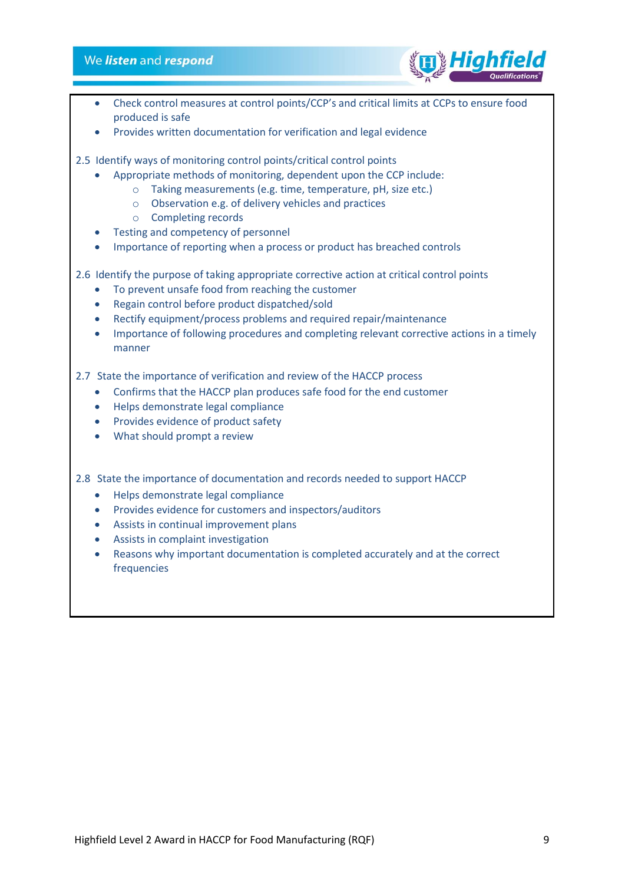- Check control measures at control points/CCP's and critical limits at CCPs to ensure food produced is safe
- Provides written documentation for verification and legal evidence

2.5 Identify ways of monitoring control points/critical control points

- Appropriate methods of monitoring, dependent upon the CCP include:
    - Taking measurements (e.g. time, temperature, pH, size etc.)
    - Observation e.g. of delivery vehicles and practices
    - Completing records
- Testing and competency of personnel
- Importance of reporting when a process or product has breached controls

2.6 Identify the purpose of taking appropriate corrective action at critical control points

- To prevent unsafe food from reaching the customer
- Regain control before product dispatched/sold
- Rectify equipment/process problems and required repair/maintenance
- Importance of following procedures and completing relevant corrective actions in a timely manner

2.7 State the importance of verification and review of the HACCP process

- Confirms that the HACCP plan produces safe food for the end customer
- Helps demonstrate legal compliance
- Provides evidence of product safety
- What should prompt a review

2.8 State the importance of documentation and records needed to support HACCP

- Helps demonstrate legal compliance
- Provides evidence for customers and inspectors/auditors
- Assists in continual improvement plans
- Assists in complaint investigation
- Reasons why important documentation is completed accurately and at the correct frequencies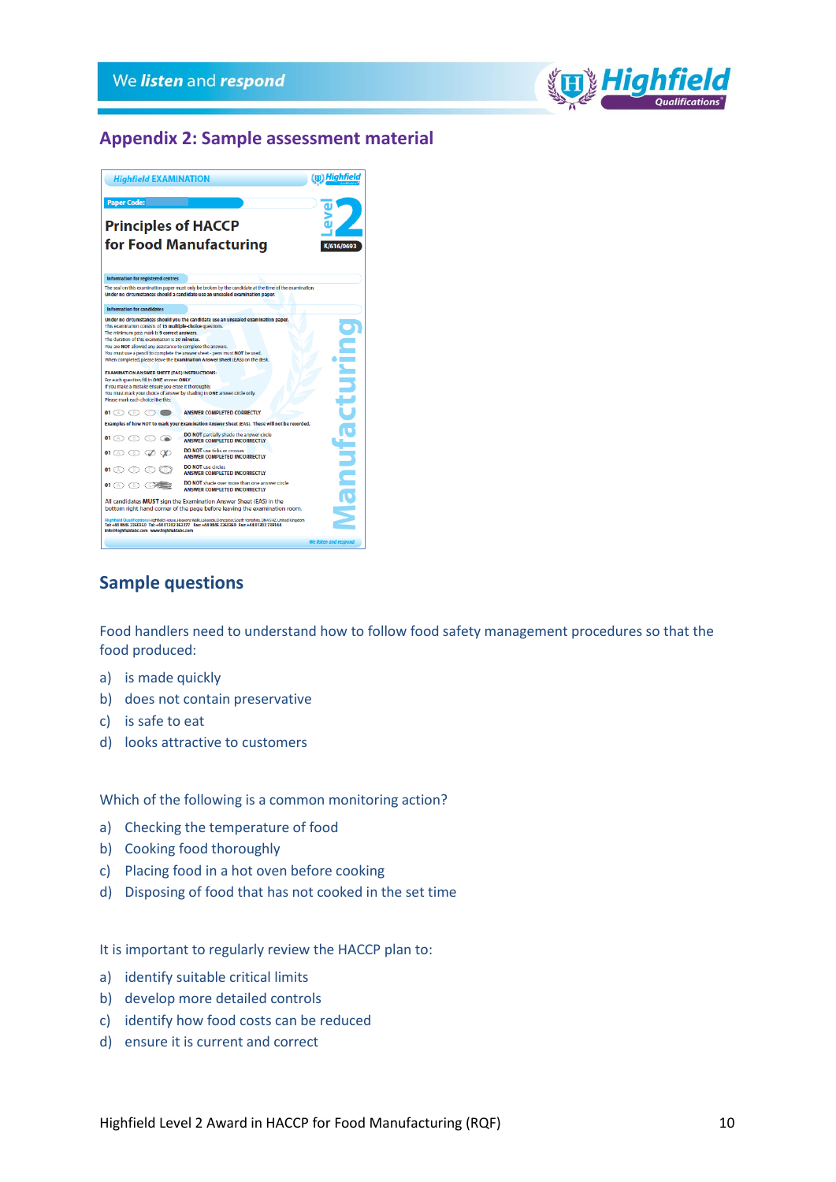## Appendix 2: Sample assessment material

## Sample questions

Food handlers need to understand how to follow food safety management procedures so that the food produced:

a) is made quickly
b) does not contain preservative
c) is safe to eat
d) looks attractive to customers

Which of the following is a common monitoring action?

a) Checking the temperature of food
b) Cooking food thoroughly
c) Placing food in a hot oven before cooking
d) Disposing of food that has not cooked in the set time

It is important to regularly review the HACCP plan to:

a) identify suitable critical limits
b) develop more detailed controls
c) identify how food costs can be reduced
d) ensure it is current and correct